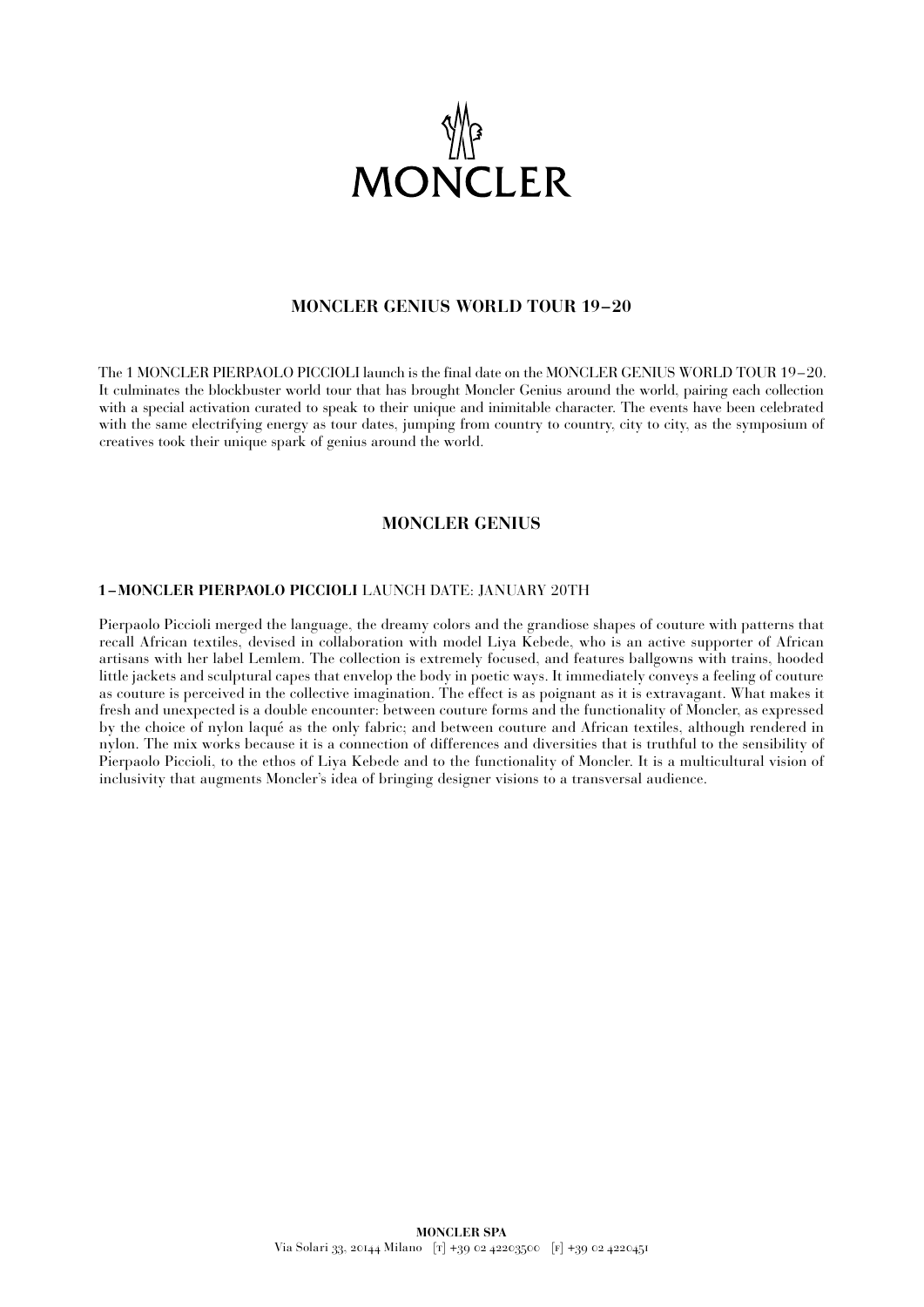# MONCLER

## MONCLER GENIUS WORLD TOUR 19–20

The 1 MONCLER PIERPAOLO PICCIOLI launch is the final date on the MONCLER GENIUS WORLD TOUR 19–20. It culminates the blockbuster world tour that has brought Moncler Genius around the world, pairing each collection with a special activation curated to speak to their unique and inimitable character. The events have been celebrated with the same electrifying energy as tour dates, jumping from country to country, city to city, as the symposium of creatives took their unique spark of genius around the world.

## MONCLER GENIUS

### 1–MONCLER PIERPAOLO PICCIOLI LAUNCH DATE: JANUARY 20TH

Pierpaolo Piccioli merged the language, the dreamy colors and the grandiose shapes of couture with patterns that recall African textiles, devised in collaboration with model Liya Kebede, who is an active supporter of African artisans with her label Lemlem. The collection is extremely focused, and features ballgowns with trains, hooded little jackets and sculptural capes that envelop the body in poetic ways. It immediately conveys a feeling of couture as couture is perceived in the collective imagination. The effect is as poignant as it is extravagant. What makes it fresh and unexpected is a double encounter: between couture forms and the functionality of Moncler, as expressed by the choice of nylon laqué as the only fabric; and between couture and African textiles, although rendered in nylon. The mix works because it is a connection of differences and diversities that is truthful to the sensibility of Pierpaolo Piccioli, to the ethos of Liya Kebede and to the functionality of Moncler. It is a multicultural vision of inclusivity that augments Moncler's idea of bringing designer visions to a transversal audience.

**MONCLER SPA**
Via Solari 33, 20144 Milano [T] +39 02 42203500 [F] +39 02 4220451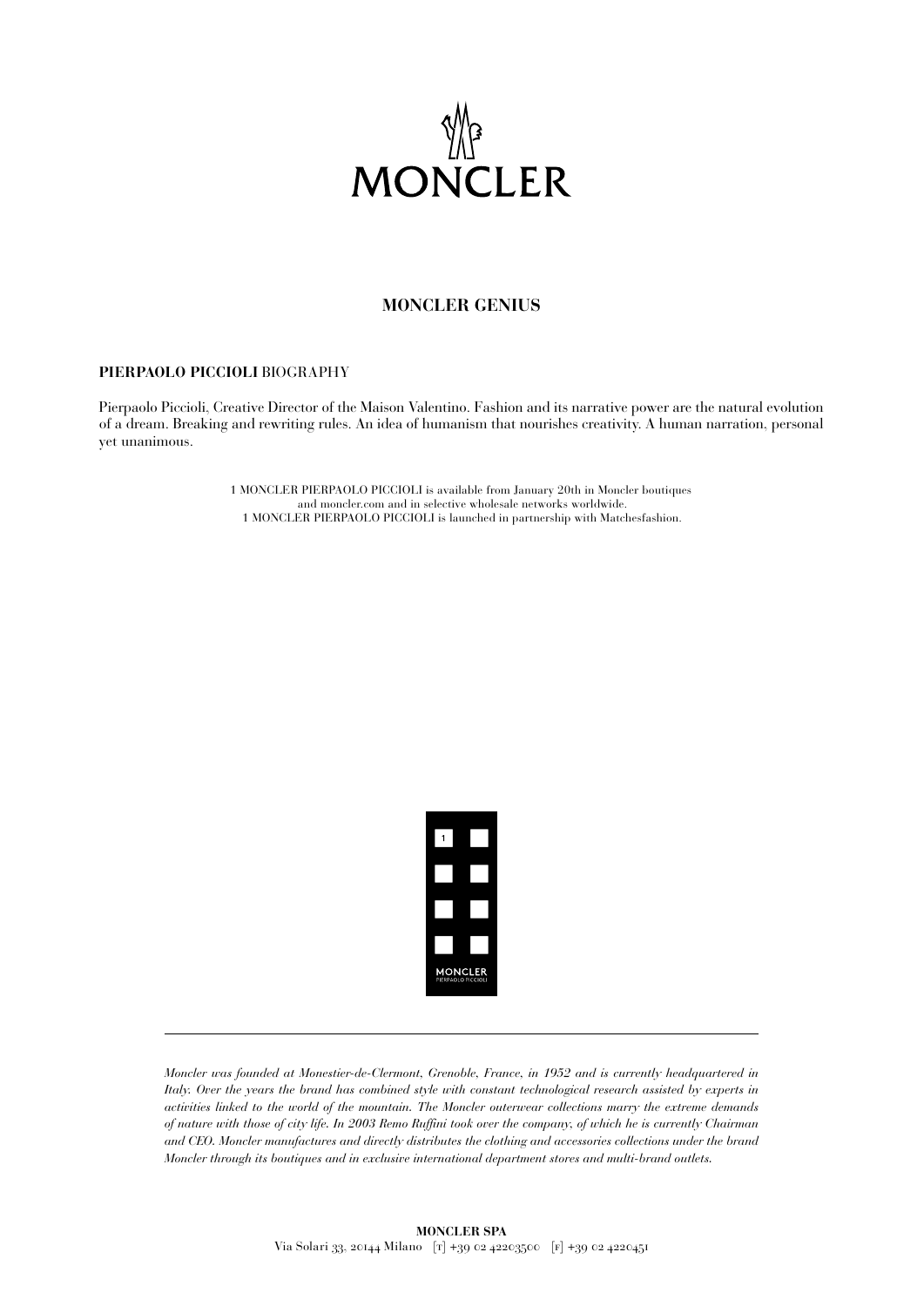# MONCLER GENIUS

**PIERPAOLO PICCIOLI** BIOGRAPHY

Pierpaolo Piccioli, Creative Director of the Maison Valentino. Fashion and its narrative power are the natural evolution of a dream. Breaking and rewriting rules. An idea of humanism that nourishes creativity. A human narration, personal yet unanimous.

1 MONCLER PIERPAOLO PICCIOLI is available from January 20th in Moncler boutiques and moncler.com and in selective wholesale networks worldwide.
1 MONCLER PIERPAOLO PICCIOLI is launched in partnership with Matchesfashion.

---

*Moncler was founded at Monestier-de-Clermont, Grenoble, France, in 1952 and is currently headquartered in Italy. Over the years the brand has combined style with constant technological research assisted by experts in activities linked to the world of the mountain. The Moncler outerwear collections marry the extreme demands of nature with those of city life. In 2003 Remo Ruffini took over the company, of which he is currently Chairman and CEO. Moncler manufactures and directly distributes the clothing and accessories collections under the brand Moncler through its boutiques and in exclusive international department stores and multi-brand outlets.*

**MONCLER SPA**
Via Solari 33, 20144 Milano [T] +39 02 42203500 [F] +39 02 4220451